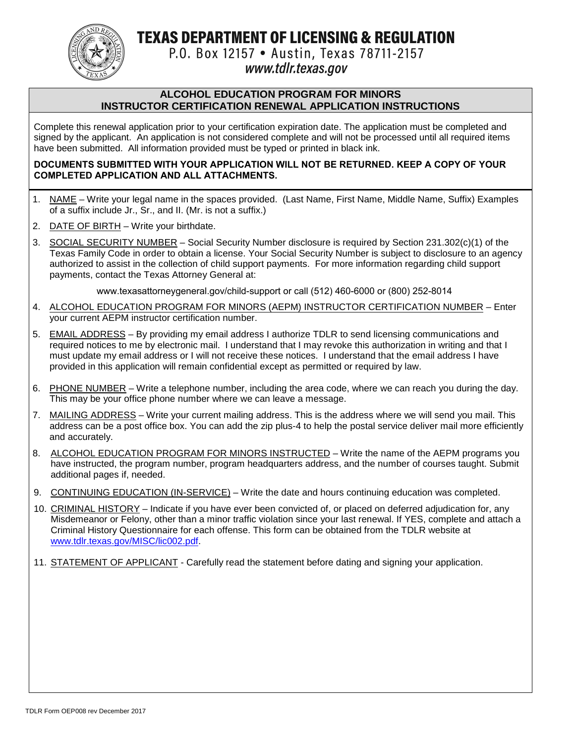# TEXAS DEPARTMENT OF LICENSING & REGULATION

P.O. Box 12157 • Austin, Texas 78711-2157

*www.tdlr.texas.gov*

## ALCOHOL EDUCATION PROGRAM FOR MINORS
## INSTRUCTOR CERTIFICATION RENEWAL APPLICATION INSTRUCTIONS

Complete this renewal application prior to your certification expiration date. The application must be completed and signed by the applicant. An application is not considered complete and will not be processed until all required items have been submitted. All information provided must be typed or printed in black ink.

**DOCUMENTS SUBMITTED WITH YOUR APPLICATION WILL NOT BE RETURNED. KEEP A COPY OF YOUR COMPLETED APPLICATION AND ALL ATTACHMENTS.**

1. NAME – Write your legal name in the spaces provided. (Last Name, First Name, Middle Name, Suffix) Examples of a suffix include Jr., Sr., and II. (Mr. is not a suffix.)
2. DATE OF BIRTH – Write your birthdate.
3. SOCIAL SECURITY NUMBER – Social Security Number disclosure is required by Section 231.302(c)(1) of the Texas Family Code in order to obtain a license. Your Social Security Number is subject to disclosure to an agency authorized to assist in the collection of child support payments. For more information regarding child support payments, contact the Texas Attorney General at:

   www.texasattorneygeneral.gov/child-support or call (512) 460-6000 or (800) 252-8014

4. ALCOHOL EDUCATION PROGRAM FOR MINORS (AEPM) INSTRUCTOR CERTIFICATION NUMBER – Enter your current AEPM instructor certification number.
5. EMAIL ADDRESS – By providing my email address I authorize TDLR to send licensing communications and required notices to me by electronic mail. I understand that I may revoke this authorization in writing and that I must update my email address or I will not receive these notices. I understand that the email address I have provided in this application will remain confidential except as permitted or required by law.
6. PHONE NUMBER – Write a telephone number, including the area code, where we can reach you during the day. This may be your office phone number where we can leave a message.
7. MAILING ADDRESS – Write your current mailing address. This is the address where we will send you mail. This address can be a post office box. You can add the zip plus-4 to help the postal service deliver mail more efficiently and accurately.
8. ALCOHOL EDUCATION PROGRAM FOR MINORS INSTRUCTED – Write the name of the AEPM programs you have instructed, the program number, program headquarters address, and the number of courses taught. Submit additional pages if, needed.
9. CONTINUING EDUCATION (IN-SERVICE) – Write the date and hours continuing education was completed.
10. CRIMINAL HISTORY – Indicate if you have ever been convicted of, or placed on deferred adjudication for, any Misdemeanor or Felony, other than a minor traffic violation since your last renewal. If YES, complete and attach a Criminal History Questionnaire for each offense. This form can be obtained from the TDLR website at www.tdlr.texas.gov/MISC/lic002.pdf.
11. STATEMENT OF APPLICANT - Carefully read the statement before dating and signing your application.

TDLR Form OEP008 rev December 2017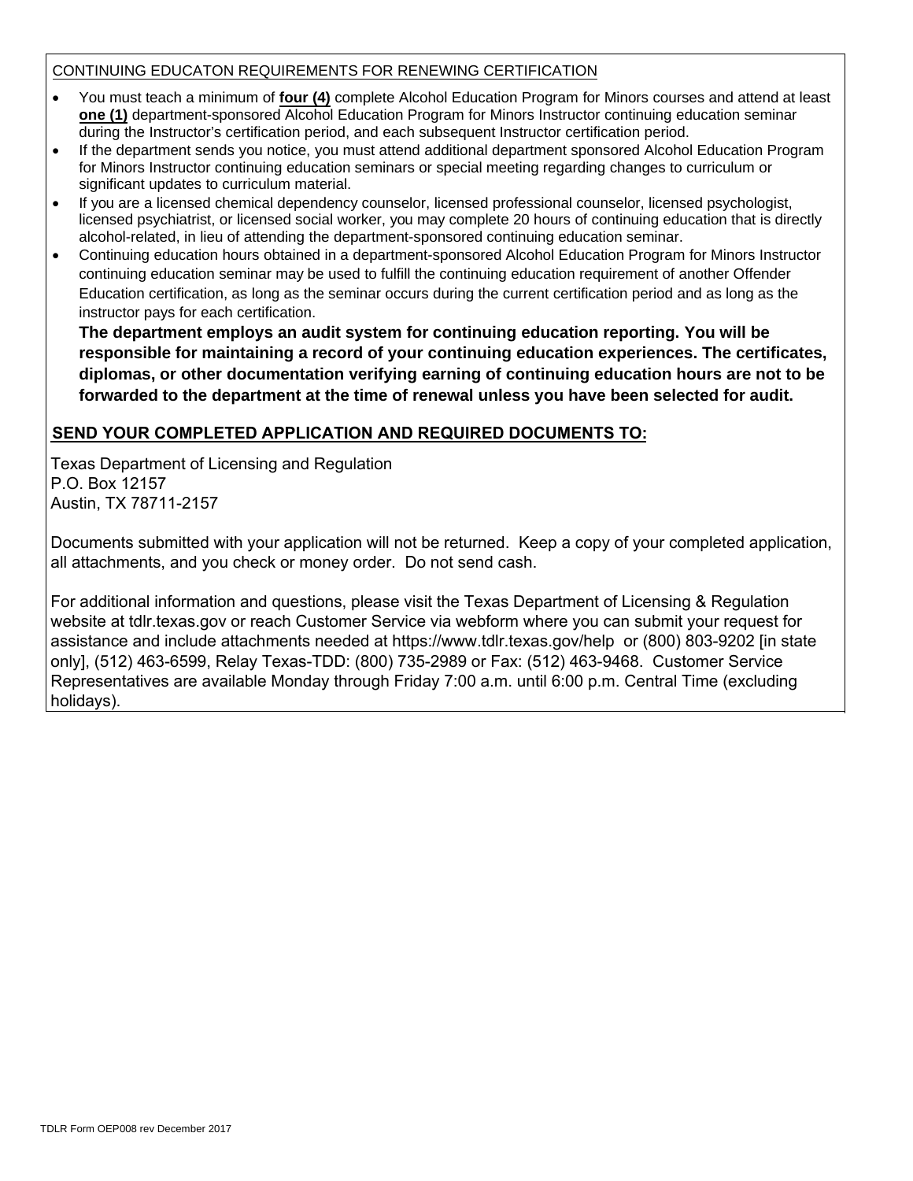CONTINUING EDUCATON REQUIREMENTS FOR RENEWING CERTIFICATION

- You must teach a minimum of **four (4)** complete Alcohol Education Program for Minors courses and attend at least **one (1)** department-sponsored Alcohol Education Program for Minors Instructor continuing education seminar during the Instructor's certification period, and each subsequent Instructor certification period.
- If the department sends you notice, you must attend additional department sponsored Alcohol Education Program for Minors Instructor continuing education seminars or special meeting regarding changes to curriculum or significant updates to curriculum material.
- If you are a licensed chemical dependency counselor, licensed professional counselor, licensed psychologist, licensed psychiatrist, or licensed social worker, you may complete 20 hours of continuing education that is directly alcohol-related, in lieu of attending the department-sponsored continuing education seminar.
- Continuing education hours obtained in a department-sponsored Alcohol Education Program for Minors Instructor continuing education seminar may be used to fulfill the continuing education requirement of another Offender Education certification, as long as the seminar occurs during the current certification period and as long as the instructor pays for each certification.

**The department employs an audit system for continuing education reporting. You will be responsible for maintaining a record of your continuing education experiences. The certificates, diplomas, or other documentation verifying earning of continuing education hours are not to be forwarded to the department at the time of renewal unless you have been selected for audit.**

## SEND YOUR COMPLETED APPLICATION AND REQUIRED DOCUMENTS TO:

Texas Department of Licensing and Regulation
P.O. Box 12157
Austin, TX 78711-2157

Documents submitted with your application will not be returned. Keep a copy of your completed application, all attachments, and you check or money order. Do not send cash.

For additional information and questions, please visit the Texas Department of Licensing & Regulation website at tdlr.texas.gov or reach Customer Service via webform where you can submit your request for assistance and include attachments needed at https://www.tdlr.texas.gov/help or (800) 803-9202 [in state only], (512) 463-6599, Relay Texas-TDD: (800) 735-2989 or Fax: (512) 463-9468. Customer Service Representatives are available Monday through Friday 7:00 a.m. until 6:00 p.m. Central Time (excluding holidays).

TDLR Form OEP008 rev December 2017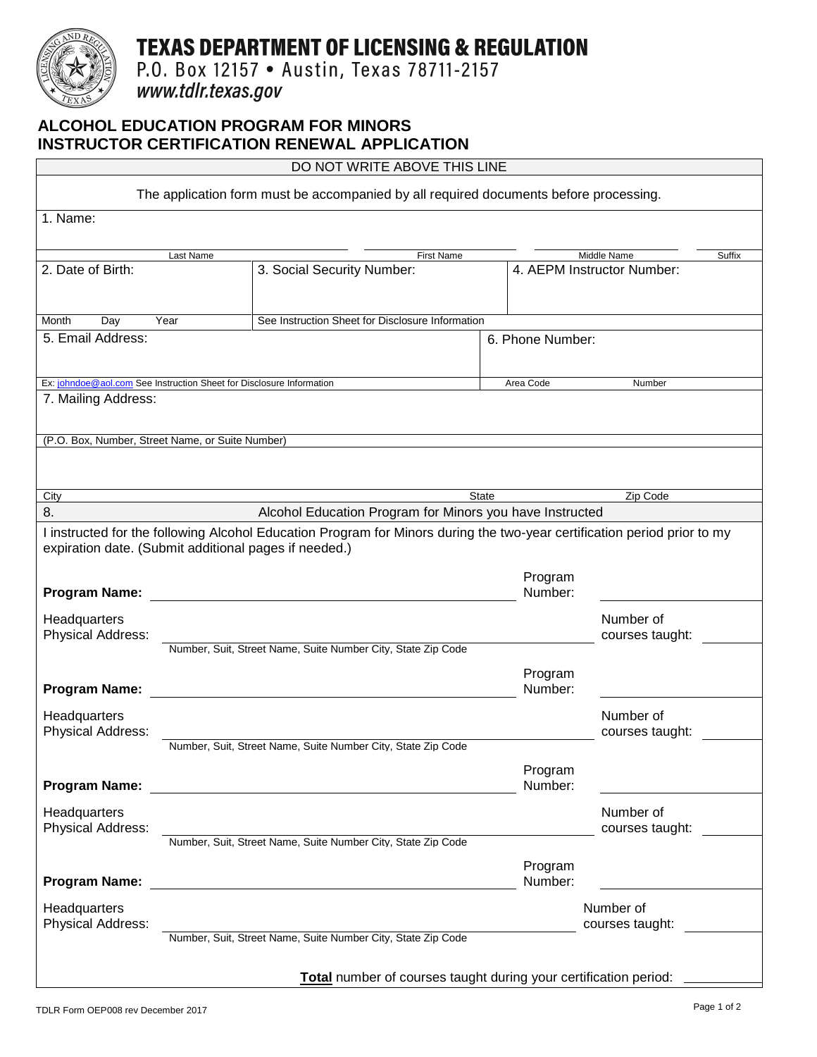# TEXAS DEPARTMENT OF LICENSING & REGULATION

P.O. Box 12157 • Austin, Texas 78711-2157

www.tdlr.texas.gov

## ALCOHOL EDUCATION PROGRAM FOR MINORS INSTRUCTOR CERTIFICATION RENEWAL APPLICATION

DO NOT WRITE ABOVE THIS LINE

The application form must be accompanied by all required documents before processing.

1. Name:

| Last Name | First Name | Middle Name | Suffix |
|---|---|---|---|
| | | | |

| 2. Date of Birth: | 3. Social Security Number: | 4. AEPM Instructor Number: |
|---|---|---|
| Month Day Year | See Instruction Sheet for Disclosure Information | |

| 5. Email Address: | 6. Phone Number: |
|---|---|
| Ex: johndoe@aol.com See Instruction Sheet for Disclosure Information | Area Code Number |

7. Mailing Address:

(P.O. Box, Number, Street Name, or Suite Number)

| City | State | Zip Code |
|---|---|---|
| | | |

8. Alcohol Education Program for Minors you have Instructed

I instructed for the following Alcohol Education Program for Minors during the two-year certification period prior to my expiration date. (Submit additional pages if needed.)

**Program Name:** ____________________ Program Number: ________

Headquarters Physical Address: ____________________ Number of courses taught: ________
Number, Suit, Street Name, Suite Number City, State Zip Code

**Program Name:** ____________________ Program Number: ________

Headquarters Physical Address: ____________________ Number of courses taught: ________
Number, Suit, Street Name, Suite Number City, State Zip Code

**Program Name:** ____________________ Program Number: ________

Headquarters Physical Address: ____________________ Number of courses taught: ________
Number, Suit, Street Name, Suite Number City, State Zip Code

**Program Name:** ____________________ Program Number: ________

Headquarters Physical Address: ____________________ Number of courses taught: ________
Number, Suit, Street Name, Suite Number City, State Zip Code

**Total** number of courses taught during your certification period: ________

TDLR Form OEP008 rev December 2017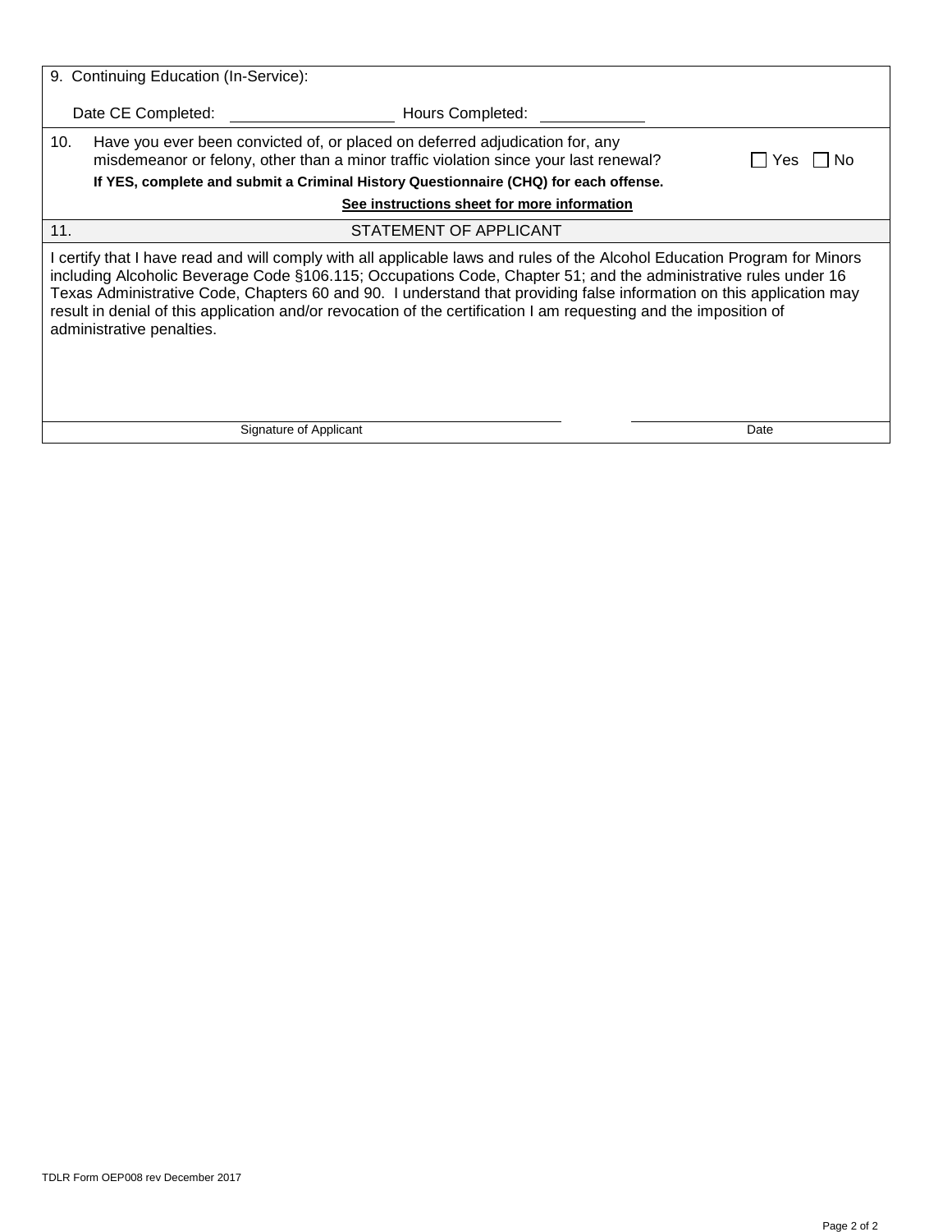9. Continuing Education (In-Service):

Date CE Completed: ____________________ Hours Completed: ____________

10. Have you ever been convicted of, or placed on deferred adjudication for, any misdemeanor or felony, other than a minor traffic violation since your last renewal? ☐ Yes ☐ No

**If YES, complete and submit a Criminal History Questionnaire (CHQ) for each offense.**

**See instructions sheet for more information**

11. STATEMENT OF APPLICANT

I certify that I have read and will comply with all applicable laws and rules of the Alcohol Education Program for Minors including Alcoholic Beverage Code §106.115; Occupations Code, Chapter 51; and the administrative rules under 16 Texas Administrative Code, Chapters 60 and 90. I understand that providing false information on this application may result in denial of this application and/or revocation of the certification I am requesting and the imposition of administrative penalties.

Signature of Applicant ______________________________ Date ______________

TDLR Form OEP008 rev December 2017